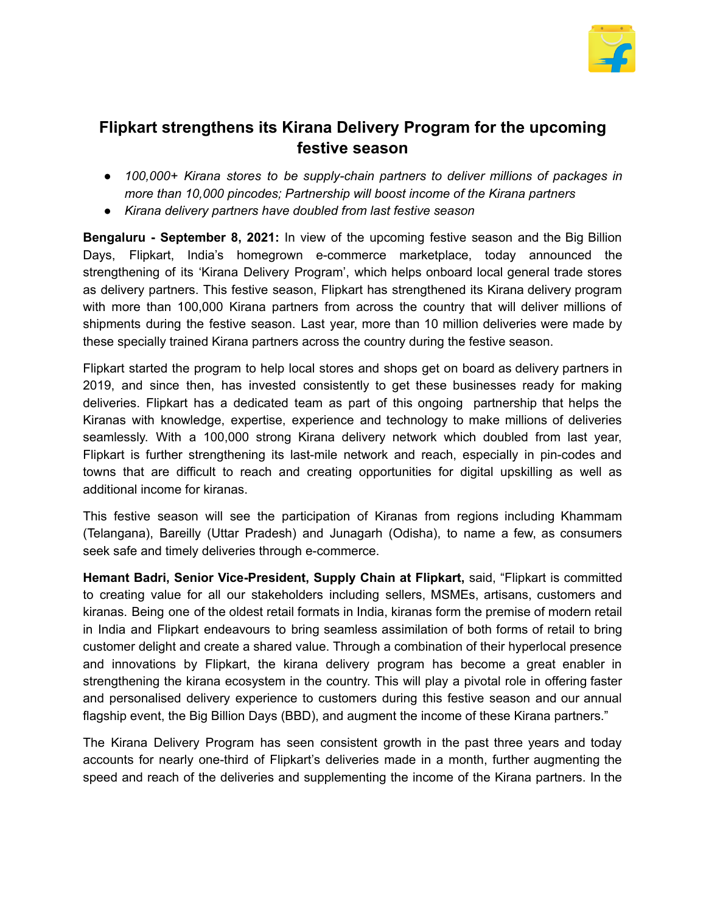# Flipkart strengthens its Kirana Delivery Program for the upcoming festive season

- *100,000+ Kirana stores to be supply-chain partners to deliver millions of packages in more than 10,000 pincodes; Partnership will boost income of the Kirana partners*
- *Kirana delivery partners have doubled from last festive season*

**Bengaluru - September 8, 2021:** In view of the upcoming festive season and the Big Billion Days, Flipkart, India's homegrown e-commerce marketplace, today announced the strengthening of its 'Kirana Delivery Program', which helps onboard local general trade stores as delivery partners. This festive season, Flipkart has strengthened its Kirana delivery program with more than 100,000 Kirana partners from across the country that will deliver millions of shipments during the festive season. Last year, more than 10 million deliveries were made by these specially trained Kirana partners across the country during the festive season.

Flipkart started the program to help local stores and shops get on board as delivery partners in 2019, and since then, has invested consistently to get these businesses ready for making deliveries. Flipkart has a dedicated team as part of this ongoing partnership that helps the Kiranas with knowledge, expertise, experience and technology to make millions of deliveries seamlessly. With a 100,000 strong Kirana delivery network which doubled from last year, Flipkart is further strengthening its last-mile network and reach, especially in pin-codes and towns that are difficult to reach and creating opportunities for digital upskilling as well as additional income for kiranas.

This festive season will see the participation of Kiranas from regions including Khammam (Telangana), Bareilly (Uttar Pradesh) and Junagarh (Odisha), to name a few, as consumers seek safe and timely deliveries through e-commerce.

**Hemant Badri, Senior Vice-President, Supply Chain at Flipkart,** said, "Flipkart is committed to creating value for all our stakeholders including sellers, MSMEs, artisans, customers and kiranas. Being one of the oldest retail formats in India, kiranas form the premise of modern retail in India and Flipkart endeavours to bring seamless assimilation of both forms of retail to bring customer delight and create a shared value. Through a combination of their hyperlocal presence and innovations by Flipkart, the kirana delivery program has become a great enabler in strengthening the kirana ecosystem in the country. This will play a pivotal role in offering faster and personalised delivery experience to customers during this festive season and our annual flagship event, the Big Billion Days (BBD), and augment the income of these Kirana partners."

The Kirana Delivery Program has seen consistent growth in the past three years and today accounts for nearly one-third of Flipkart's deliveries made in a month, further augmenting the speed and reach of the deliveries and supplementing the income of the Kirana partners. In the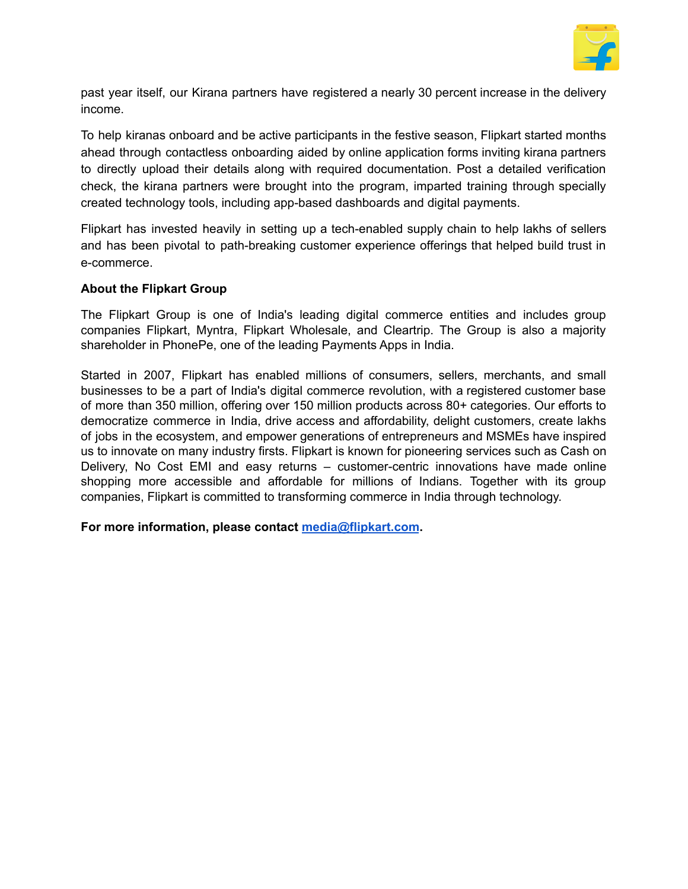past year itself, our Kirana partners have registered a nearly 30 percent increase in the delivery income.

To help kiranas onboard and be active participants in the festive season, Flipkart started months ahead through contactless onboarding aided by online application forms inviting kirana partners to directly upload their details along with required documentation. Post a detailed verification check, the kirana partners were brought into the program, imparted training through specially created technology tools, including app-based dashboards and digital payments.

Flipkart has invested heavily in setting up a tech-enabled supply chain to help lakhs of sellers and has been pivotal to path-breaking customer experience offerings that helped build trust in e-commerce.

**About the Flipkart Group**

The Flipkart Group is one of India's leading digital commerce entities and includes group companies Flipkart, Myntra, Flipkart Wholesale, and Cleartrip. The Group is also a majority shareholder in PhonePe, one of the leading Payments Apps in India.

Started in 2007, Flipkart has enabled millions of consumers, sellers, merchants, and small businesses to be a part of India's digital commerce revolution, with a registered customer base of more than 350 million, offering over 150 million products across 80+ categories. Our efforts to democratize commerce in India, drive access and affordability, delight customers, create lakhs of jobs in the ecosystem, and empower generations of entrepreneurs and MSMEs have inspired us to innovate on many industry firsts. Flipkart is known for pioneering services such as Cash on Delivery, No Cost EMI and easy returns – customer-centric innovations have made online shopping more accessible and affordable for millions of Indians. Together with its group companies, Flipkart is committed to transforming commerce in India through technology.

**For more information, please contact [media@flipkart.com](mailto:media@flipkart.com).**